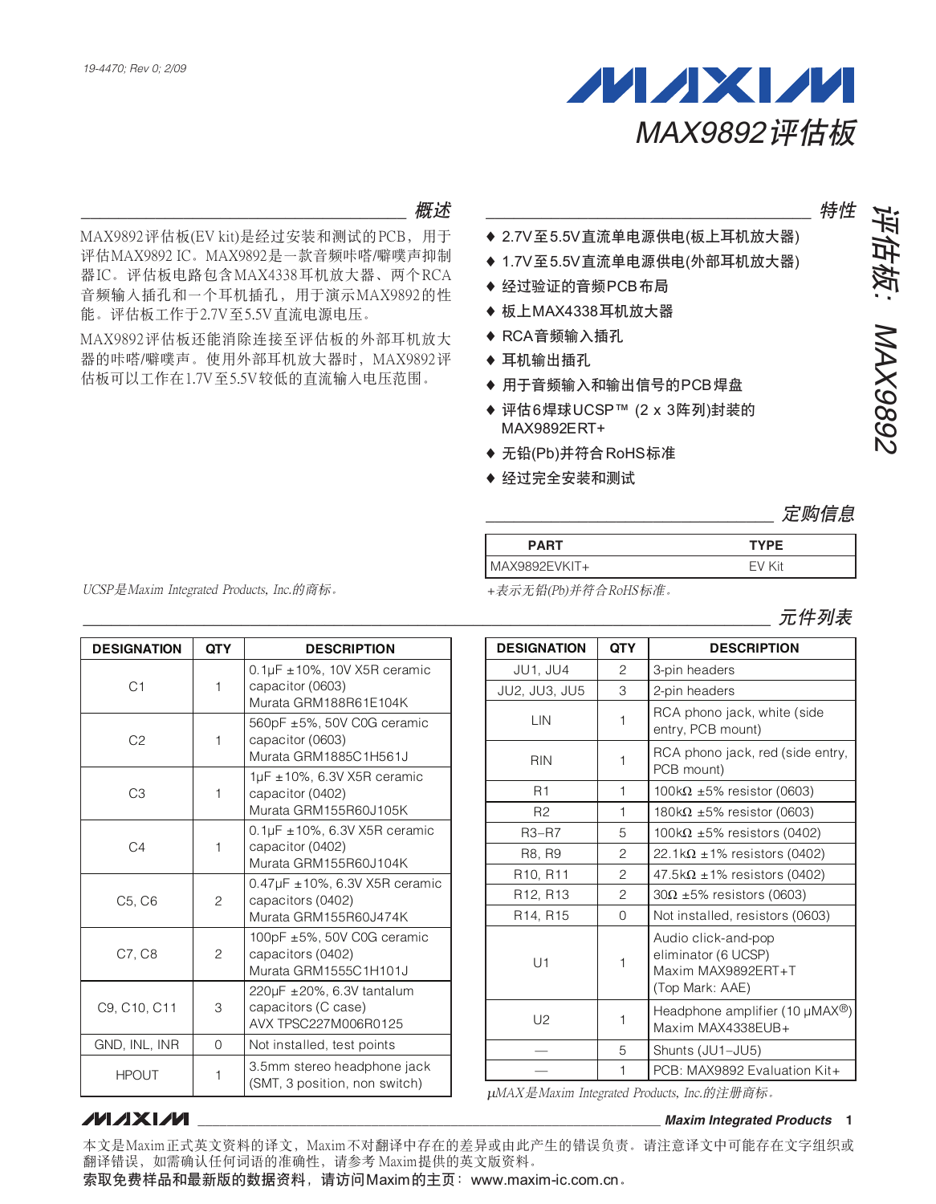19-4470; Rev 0; 2/09

# MAX9892评估板

## 概述

MAX9892评估板(EV kit)是经过安装和测试的PCB，用于评估MAX9892 IC。MAX9892是一款音频咔嗒/噼噗声抑制器IC。评估板电路包含MAX4338耳机放大器、两个RCA音频输入插孔和一个耳机插孔，用于演示MAX9892的性能。评估板工作于2.7V至5.5V直流电源电压。

MAX9892评估板还能消除连接至评估板的外部耳机放大器的咔嗒/噼噗声。使用外部耳机放大器时，MAX9892评估板可以工作在1.7V至5.5V较低的直流输入电压范围。

*UCSP是Maxim Integrated Products, Inc.的商标。*

## 特性

- ♦ 2.7V至5.5V直流单电源供电(板上耳机放大器)
- ♦ 1.7V至5.5V直流单电源供电(外部耳机放大器)
- ♦ 经过验证的音频PCB布局
- ♦ 板上MAX4338耳机放大器
- ♦ RCA音频输入插孔
- ♦ 耳机输出插孔
- ♦ 用于音频输入和输出信号的PCB焊盘
- ♦ 评估6焊球UCSP™ (2 x 3阵列)封装的MAX9892ERT+
- ♦ 无铅(Pb)并符合RoHS标准
- ♦ 经过完全安装和测试

## 定购信息

| PART | TYPE |
|---|---|
| MAX9892EVKIT+ | EV Kit |

*+表示无铅(Pb)并符合RoHS标准。*

## 元件列表

| DESIGNATION | QTY | DESCRIPTION |
|---|---|---|
| C1 | 1 | 0.1µF ±10%, 10V X5R ceramic capacitor (0603) Murata GRM188R61E104K |
| C2 | 1 | 560pF ±5%, 50V C0G ceramic capacitor (0603) Murata GRM1885C1H561J |
| C3 | 1 | 1µF ±10%, 6.3V X5R ceramic capacitor (0402) Murata GRM155R60J105K |
| C4 | 1 | 0.1µF ±10%, 6.3V X5R ceramic capacitor (0402) Murata GRM155R60J104K |
| C5, C6 | 2 | 0.47µF ±10%, 6.3V X5R ceramic capacitors (0402) Murata GRM155R60J474K |
| C7, C8 | 2 | 100pF ±5%, 50V C0G ceramic capacitors (0402) Murata GRM1555C1H101J |
| C9, C10, C11 | 3 | 220µF ±20%, 6.3V tantalum capacitors (C case) AVX TPSC227M006R0125 |
| GND, INL, INR | 0 | Not installed, test points |
| HPOUT | 1 | 3.5mm stereo headphone jack (SMT, 3 position, non switch) |
| JU1, JU4 | 2 | 3-pin headers |
| JU2, JU3, JU5 | 3 | 2-pin headers |
| LIN | 1 | RCA phono jack, white (side entry, PCB mount) |
| RIN | 1 | RCA phono jack, red (side entry, PCB mount) |
| R1 | 1 | 100kΩ ±5% resistor (0603) |
| R2 | 1 | 180kΩ ±5% resistor (0603) |
| R3–R7 | 5 | 100kΩ ±5% resistors (0402) |
| R8, R9 | 2 | 22.1kΩ ±1% resistors (0402) |
| R10, R11 | 2 | 47.5kΩ ±1% resistors (0402) |
| R12, R13 | 2 | 30Ω ±5% resistors (0603) |
| R14, R15 | 0 | Not installed, resistors (0603) |
| U1 | 1 | Audio click-and-pop eliminator (6 UCSP) Maxim MAX9892ERT+T (Top Mark: AAE) |
| U2 | 1 | Headphone amplifier (10 µMAX®) Maxim MAX4338EUB+ |
| — | 5 | Shunts (JU1–JU5) |
| — | 1 | PCB: MAX9892 Evaluation Kit+ |

*µMAX是Maxim Integrated Products, Inc.的注册商标。*

本文是Maxim正式英文资料的译文，Maxim不对翻译中存在的差异或由此产生的错误负责。请注意译文中可能存在文字组织或翻译错误，如需确认任何词语的准确性，请参考Maxim提供的英文版资料。

索取免费样品和最新版的数据资料，请访问Maxim的主页：www.maxim-ic.com.cn。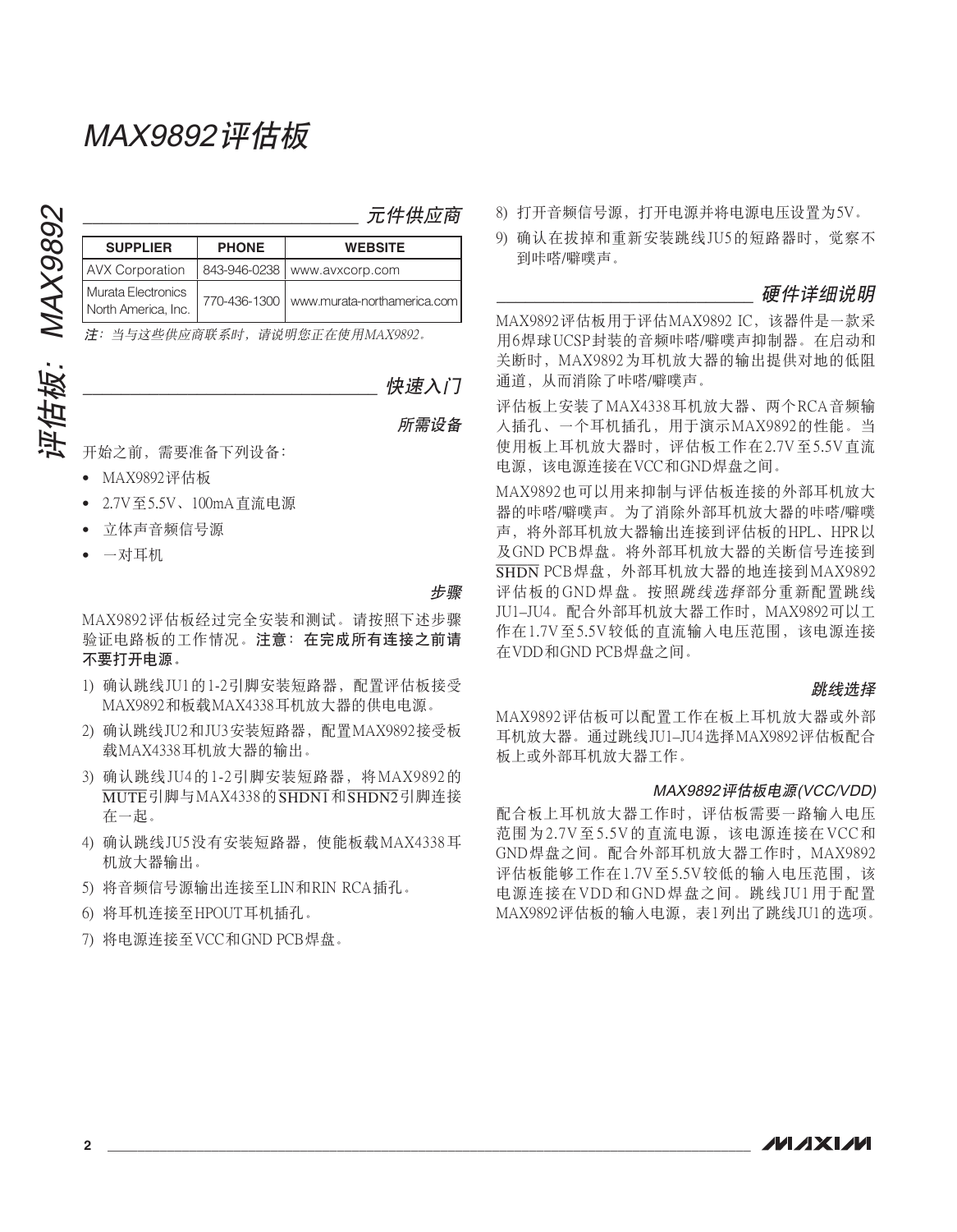# MAX9892评估板

## 元件供应商

| SUPPLIER | PHONE | WEBSITE |
|---|---|---|
| AVX Corporation | 843-946-0238 | www.avxcorp.com |
| Murata Electronics North America, Inc. | 770-436-1300 | www.murata-northamerica.com |

*注：当与这些供应商联系时，请说明您正在使用MAX9892。*

## 快速入门

### 所需设备

开始之前，需要准备下列设备：

- MAX9892评估板
- 2.7V至5.5V、100mA直流电源
- 立体声音频信号源
- 一对耳机

### 步骤

MAX9892评估板经过完全安装和测试。请按照下述步骤验证电路板的工作情况。**注意：在完成所有连接之前请不要打开电源。**

1) 确认跳线JU1的1-2引脚安装短路器，配置评估板接受MAX9892和板载MAX4338耳机放大器的供电电源。
2) 确认跳线JU2和JU3安装短路器，配置MAX9892接受板载MAX4338耳机放大器的输出。
3) 确认跳线JU4的1-2引脚安装短路器，将MAX9892的$\overline{\text{MUTE}}$引脚与MAX4338的$\overline{\text{SHDN1}}$和$\overline{\text{SHDN2}}$引脚连接在一起。
4) 确认跳线JU5没有安装短路器，使能板载MAX4338耳机放大器输出。
5) 将音频信号源输出连接至LIN和RIN RCA插孔。
6) 将耳机连接至HPOUT耳机插孔。
7) 将电源连接至VCC和GND PCB焊盘。
8) 打开音频信号源，打开电源并将电源电压设置为5V。
9) 确认在拔掉和重新安装跳线JU5的短路器时，觉察不到咔嗒/噼噗声。

## 硬件详细说明

MAX9892评估板用于评估MAX9892 IC，该器件是一款采用6焊球UCSP封装的音频咔嗒/噼噗声抑制器。在启动和关断时，MAX9892为耳机放大器的输出提供对地的低阻通道，从而消除了咔嗒/噼噗声。

评估板上安装了MAX4338耳机放大器、两个RCA音频输入插孔、一个耳机插孔，用于演示MAX9892的性能。当使用板上耳机放大器时，评估板工作在2.7V至5.5V直流电源，该电源连接在VCC和GND焊盘之间。

MAX9892也可以用来抑制与评估板连接的外部耳机放大器的咔嗒/噼噗声。为了消除外部耳机放大器的咔嗒/噼噗声，将外部耳机放大器输出连接到评估板的HPL、HPR以及GND PCB焊盘。将外部耳机放大器的关断信号连接到$\overline{\text{SHDN}}$ PCB焊盘，外部耳机放大器的地连接到MAX9892评估板的GND焊盘。按照*跳线选择*部分重新配置跳线JU1–JU4。配合外部耳机放大器工作时，MAX9892可以工作在1.7V至5.5V较低的直流输入电压范围，该电源连接在VDD和GND PCB焊盘之间。

### 跳线选择

MAX9892评估板可以配置工作在板上耳机放大器或外部耳机放大器。通过跳线JU1–JU4选择MAX9892评估板配合板上或外部耳机放大器工作。

#### MAX9892评估板电源(VCC/VDD)

配合板上耳机放大器工作时，评估板需要一路输入电压范围为2.7V至5.5V的直流电源，该电源连接在VCC和GND焊盘之间。配合外部耳机放大器工作时，MAX9892评估板能够工作在1.7V至5.5V较低的输入电压范围，该电源连接在VDD和GND焊盘之间。跳线JU1用于配置MAX9892评估板的输入电源，表1列出了跳线JU1的选项。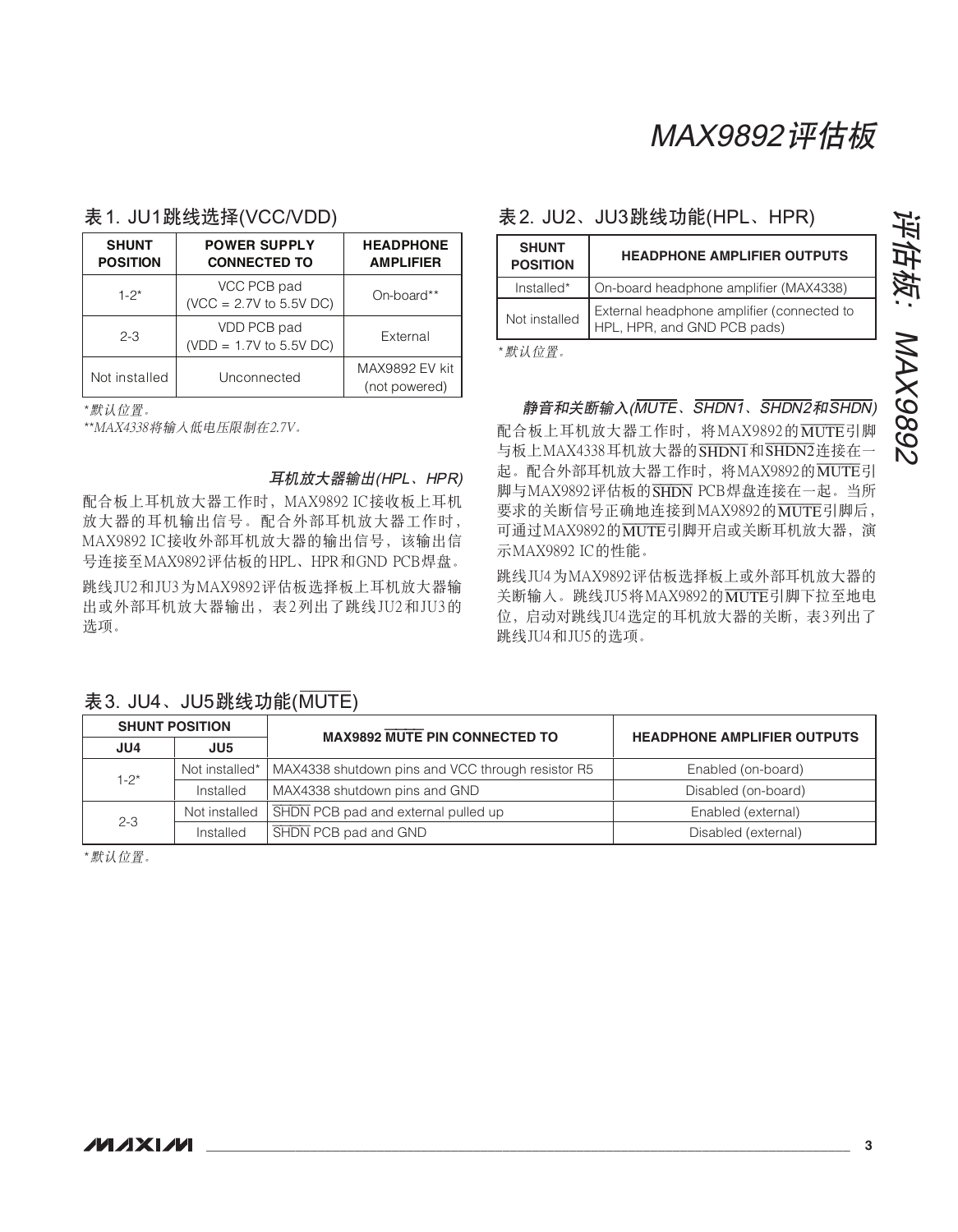## 表1. JU1跳线选择(VCC/VDD)

| SHUNT POSITION | POWER SUPPLY CONNECTED TO | HEADPHONE AMPLIFIER |
|---|---|---|
| 1-2* | VCC PCB pad (VCC = 2.7V to 5.5V DC) | On-board** |
| 2-3 | VDD PCB pad (VDD = 1.7V to 5.5V DC) | External |
| Not installed | Unconnected | MAX9892 EV kit (not powered) |

*默认位置。
**MAX4338将输入低电压限制在2.7V。

### 耳机放大器输出(HPL、HPR)

配合板上耳机放大器工作时，MAX9892 IC接收板上耳机放大器的耳机输出信号。配合外部耳机放大器工作时，MAX9892 IC接收外部耳机放大器的输出信号，该输出信号连接至MAX9892评估板的HPL、HPR和GND PCB焊盘。

跳线JU2和JU3为MAX9892评估板选择板上耳机放大器输出或外部耳机放大器输出，表2列出了跳线JU2和JU3的选项。

## 表2. JU2、JU3跳线功能(HPL、HPR)

| SHUNT POSITION | HEADPHONE AMPLIFIER OUTPUTS |
|---|---|
| Installed* | On-board headphone amplifier (MAX4338) |
| Not installed | External headphone amplifier (connected to HPL, HPR, and GND PCB pads) |

*默认位置。

### 静音和关断输入($\overline{MUTE}$、$\overline{SHDN1}$、$\overline{SHDN2}$和$\overline{SHDN}$)

配合板上耳机放大器工作时，将MAX9892的$\overline{MUTE}$引脚与板上MAX4338耳机放大器的$\overline{SHDN1}$和$\overline{SHDN2}$连接在一起。配合外部耳机放大器工作时，将MAX9892的$\overline{MUTE}$引脚与MAX9892评估板的$\overline{SHDN}$ PCB焊盘连接在一起。当所要求的关断信号正确地连接到MAX9892的$\overline{MUTE}$引脚后，可通过MAX9892的$\overline{MUTE}$引脚开启或关断耳机放大器，演示MAX9892 IC的性能。

跳线JU4为MAX9892评估板选择板上或外部耳机放大器的关断输入。跳线JU5将MAX9892的$\overline{MUTE}$引脚下拉至地电位，启动对跳线JU4选定的耳机放大器的关断，表3列出了跳线JU4和JU5的选项。

## 表3. JU4、JU5跳线功能($\overline{MUTE}$)

| SHUNT POSITION | | MAX9892 $\overline{MUTE}$ PIN CONNECTED TO | HEADPHONE AMPLIFIER OUTPUTS |
|---|---|---|---|
| JU4 | JU5 | | |
| 1-2* | Not installed* | MAX4338 shutdown pins and VCC through resistor R5 | Enabled (on-board) |
| | Installed | MAX4338 shutdown pins and GND | Disabled (on-board) |
| 2-3 | Not installed | $\overline{SHDN}$ PCB pad and external pulled up | Enabled (external) |
| | Installed | $\overline{SHDN}$ PCB pad and GND | Disabled (external) |

*默认位置。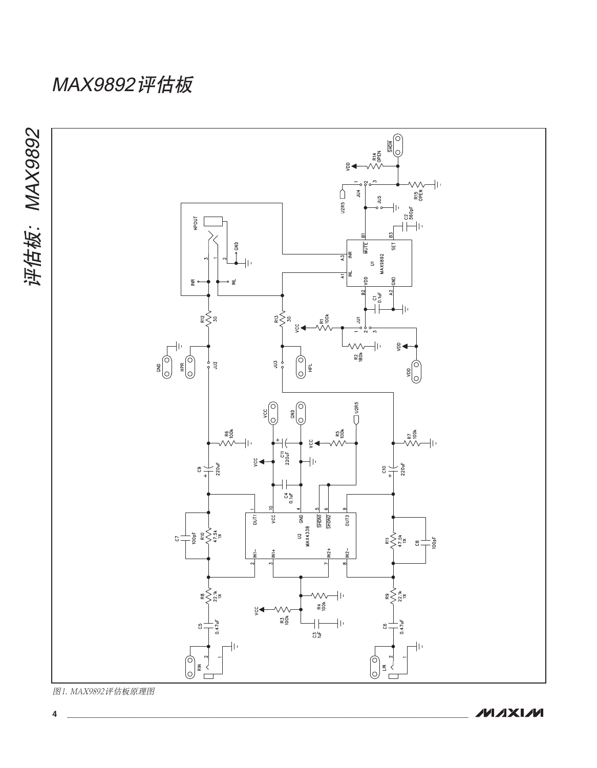# MAX9892评估板

图1. MAX9892评估板原理图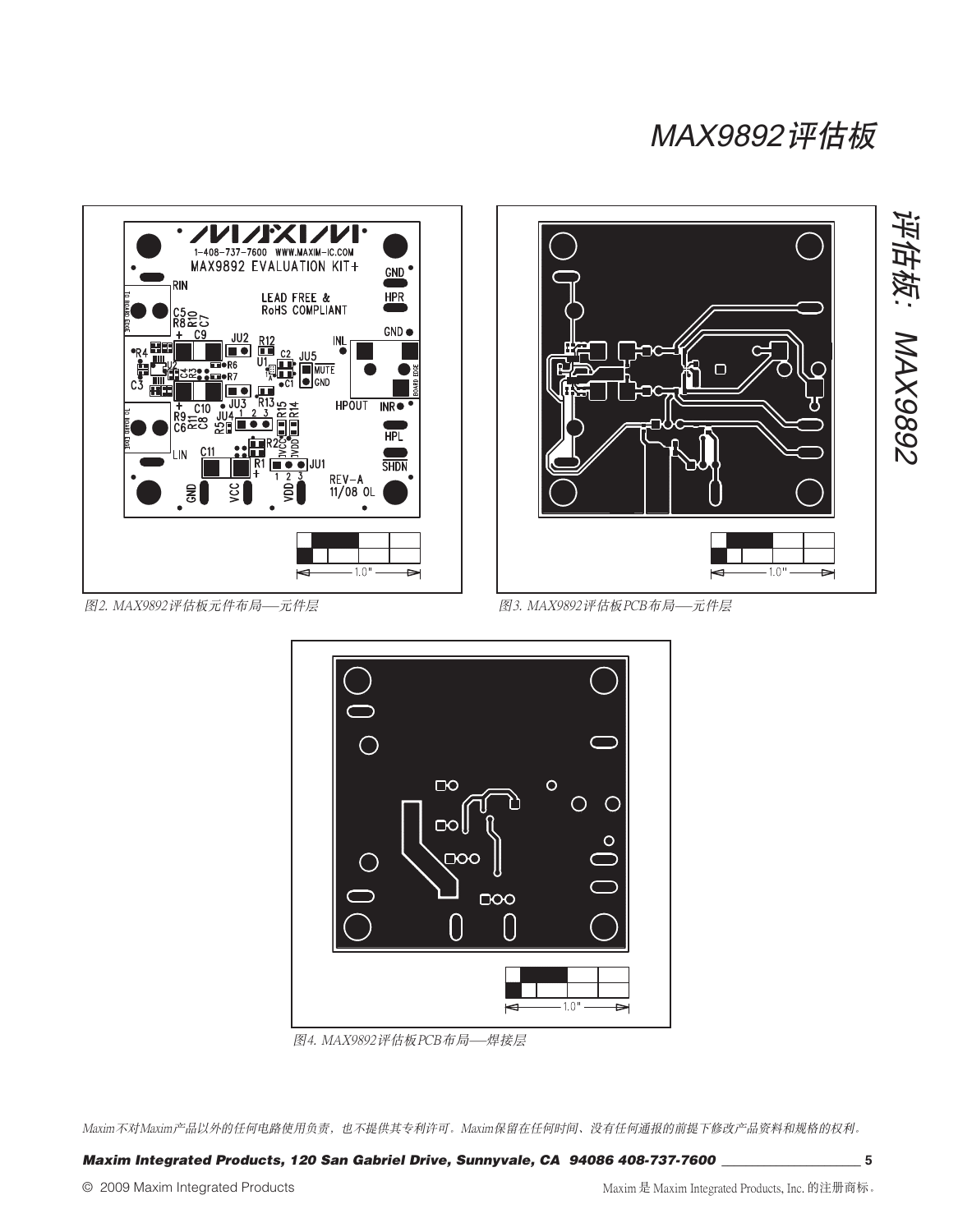图2. MAX9892评估板元件布局——元件层

图3. MAX9892评估板PCB布局——元件层

图4. MAX9892评估板PCB布局——焊接层

*Maxim不对Maxim产品以外的任何电路使用负责，也不提供其专利许可。Maxim保留在任何时间、没有任何通报的前提下修改产品资料和规格的权利。*

***Maxim Integrated Products, 120 San Gabriel Drive, Sunnyvale, CA 94086 408-737-7600***

© 2009 Maxim Integrated Products

Maxim 是 Maxim Integrated Products, Inc. 的注册商标。